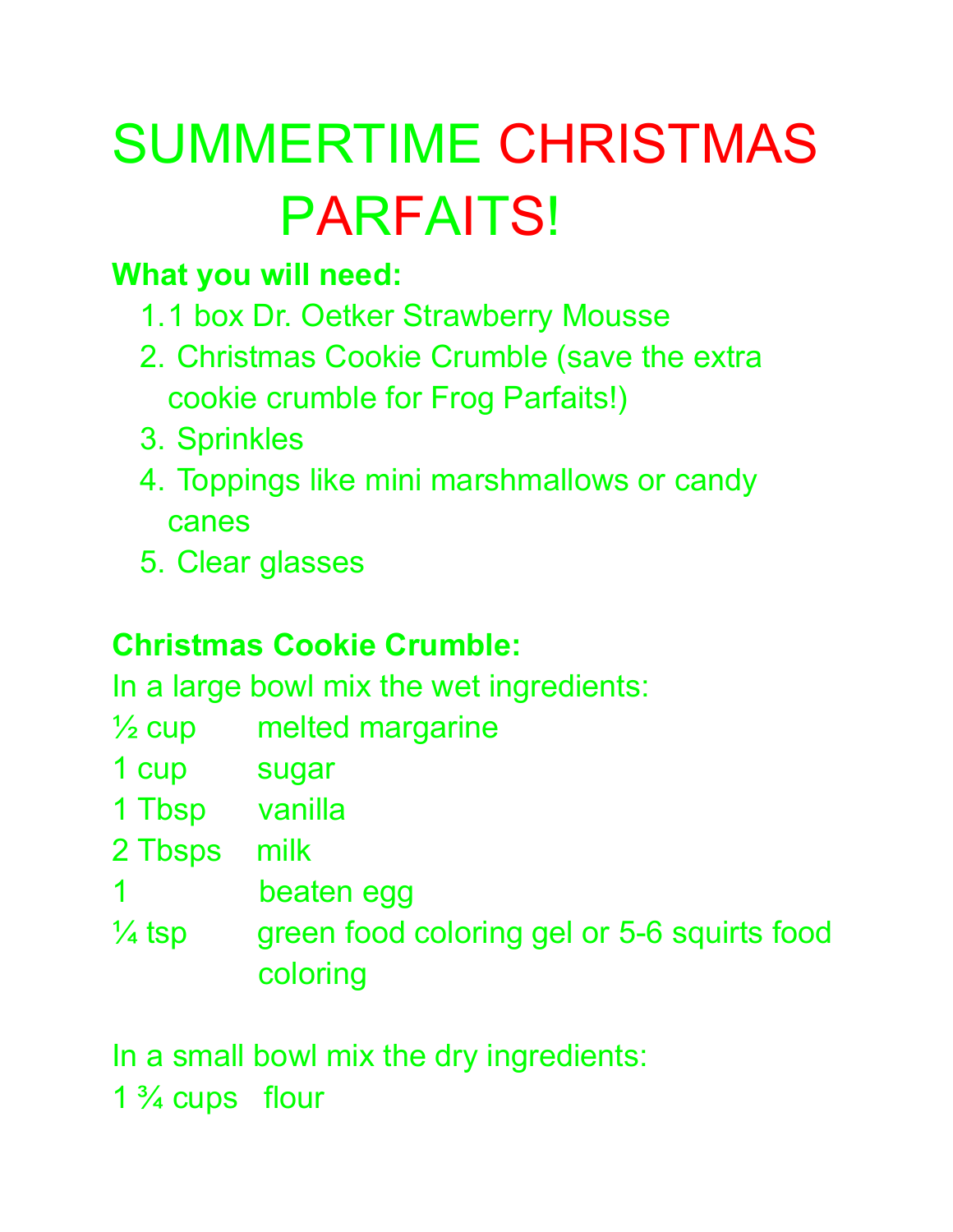# SUMMERTIME CHRISTMAS PARFAITS!

**What you will need:**

1. 1 box Dr. Oetker Strawberry Mousse
2. Christmas Cookie Crumble (save the extra cookie crumble for Frog Parfaits!)
3. Sprinkles
4. Toppings like mini marshmallows or candy canes
5. Clear glasses

**Christmas Cookie Crumble:**

In a large bowl mix the wet ingredients:

| | |
|---|---|
| ½ cup | melted margarine |
| 1 cup | sugar |
| 1 Tbsp | vanilla |
| 2 Tbsps | milk |
| 1 | beaten egg |
| ¼ tsp | green food coloring gel or 5-6 squirts food coloring |

In a small bowl mix the dry ingredients:

| | |
|---|---|
| 1 ¾ cups | flour |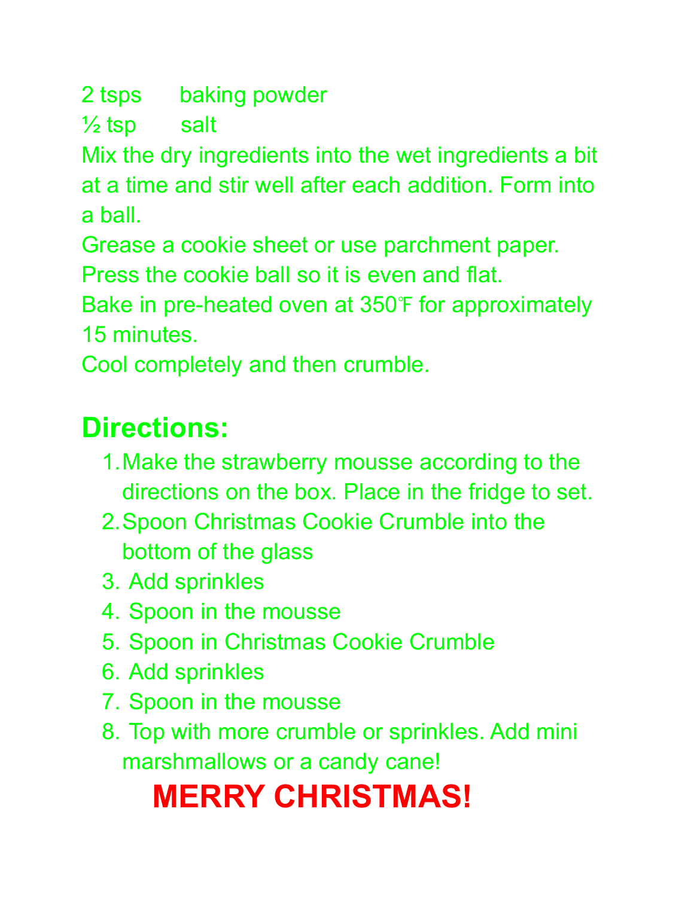2 tsps baking powder

½ tsp salt

Mix the dry ingredients into the wet ingredients a bit at a time and stir well after each addition. Form into a ball.

Grease a cookie sheet or use parchment paper.

Press the cookie ball so it is even and flat.

Bake in pre-heated oven at 350℉ for approximately 15 minutes.

Cool completely and then crumble.

## Directions:

1. Make the strawberry mousse according to the directions on the box. Place in the fridge to set.
2. Spoon Christmas Cookie Crumble into the bottom of the glass
3. Add sprinkles
4. Spoon in the mousse
5. Spoon in Christmas Cookie Crumble
6. Add sprinkles
7. Spoon in the mousse
8. Top with more crumble or sprinkles. Add mini marshmallows or a candy cane!

**MERRY CHRISTMAS!**